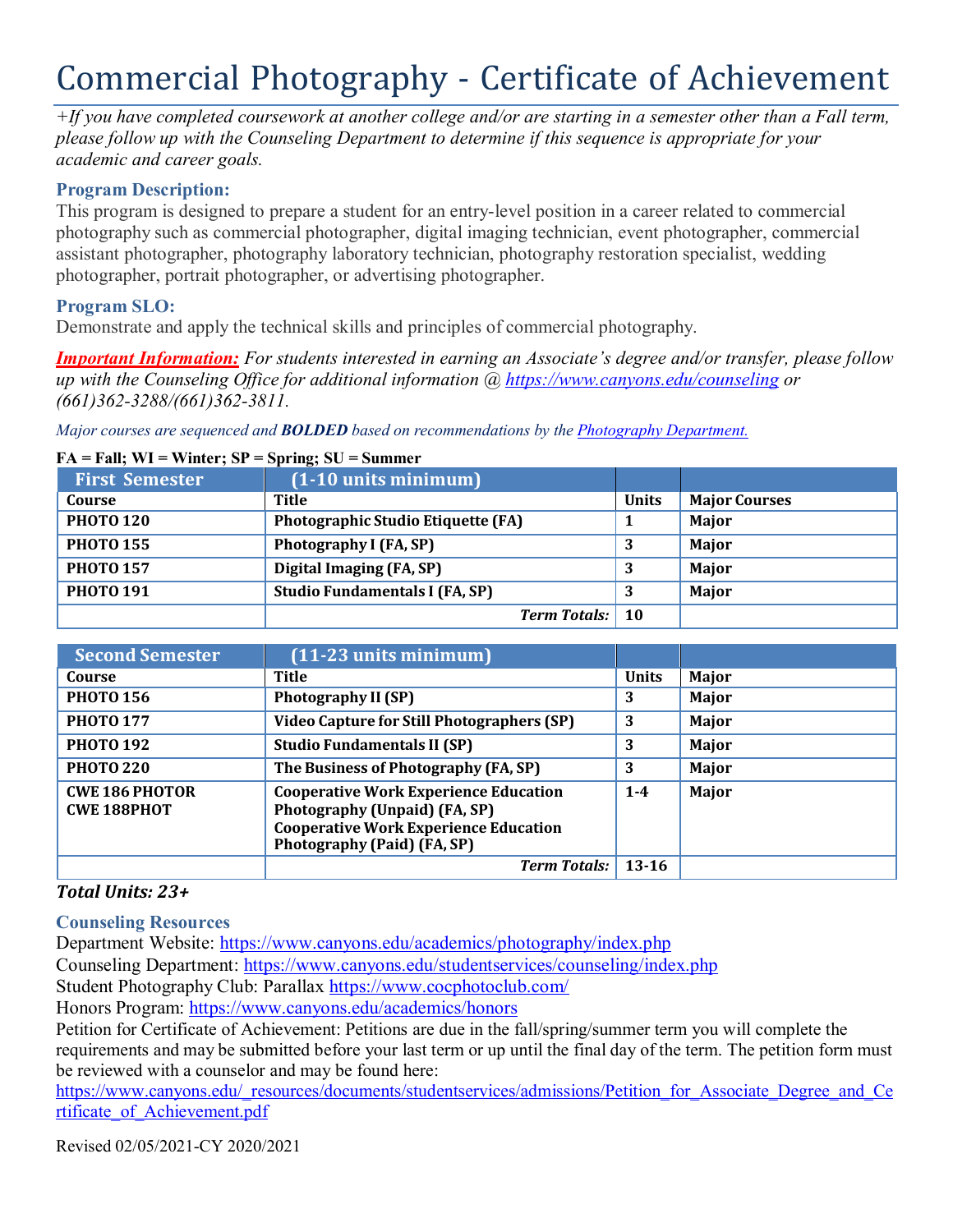# Commercial Photography - Certificate of Achievement

*+If you have completed coursework at another college and/or are starting in a semester other than a Fall term, please follow up with the Counseling Department to determine if this sequence is appropriate for your academic and career goals.*

### Program Description:

This program is designed to prepare a student for an entry-level position in a career related to commercial photography such as commercial photographer, digital imaging technician, event photographer, commercial assistant photographer, photography laboratory technician, photography restoration specialist, wedding photographer, portrait photographer, or advertising photographer.

### Program SLO:

Demonstrate and apply the technical skills and principles of commercial photography.

***Important Information:*** *For students interested in earning an Associate's degree and/or transfer, please follow up with the Counseling Office for additional information @ [https://www.canyons.edu/counseling](https://www.canyons.edu/counseling) or (661)362-3288/(661)362-3811.*

*Major courses are sequenced and **BOLDED** based on recommendations by the Photography Department.*

**FA = Fall; WI = Winter; SP = Spring; SU = Summer**

| First Semester | (1-10 units minimum) | | |
|---|---|---|---|
| **Course** | **Title** | **Units** | **Major Courses** |
| **PHOTO 120** | **Photographic Studio Etiquette (FA)** | **1** | **Major** |
| **PHOTO 155** | **Photography I (FA, SP)** | **3** | **Major** |
| **PHOTO 157** | **Digital Imaging (FA, SP)** | **3** | **Major** |
| **PHOTO 191** | **Studio Fundamentals I (FA, SP)** | **3** | **Major** |
| | ***Term Totals:*** | **10** | |

| Second Semester | (11-23 units minimum) | | |
|---|---|---|---|
| **Course** | **Title** | **Units** | **Major** |
| **PHOTO 156** | **Photography II (SP)** | **3** | **Major** |
| **PHOTO 177** | **Video Capture for Still Photographers (SP)** | **3** | **Major** |
| **PHOTO 192** | **Studio Fundamentals II (SP)** | **3** | **Major** |
| **PHOTO 220** | **The Business of Photography (FA, SP)** | **3** | **Major** |
| **CWE 186 PHOTOR CWE 188PHOT** | **Cooperative Work Experience Education Photography (Unpaid) (FA, SP) Cooperative Work Experience Education Photography (Paid) (FA, SP)** | **1-4** | **Major** |
| | ***Term Totals:*** | **13-16** | |

***Total Units: 23+***

### Counseling Resources

Department Website: [https://www.canyons.edu/academics/photography/index.php](https://www.canyons.edu/academics/photography/index.php)
Counseling Department: [https://www.canyons.edu/studentservices/counseling/index.php](https://www.canyons.edu/studentservices/counseling/index.php)
Student Photography Club: Parallax [https://www.cocphotoclub.com/](https://www.cocphotoclub.com/)
Honors Program: [https://www.canyons.edu/academics/honors](https://www.canyons.edu/academics/honors)
Petition for Certificate of Achievement: Petitions are due in the fall/spring/summer term you will complete the requirements and may be submitted before your last term or up until the final day of the term. The petition form must be reviewed with a counselor and may be found here:
[https://www.canyons.edu/_resources/documents/studentservices/admissions/Petition_for_Associate_Degree_and_Certificate_of_Achievement.pdf](https://www.canyons.edu/_resources/documents/studentservices/admissions/Petition_for_Associate_Degree_and_Certificate_of_Achievement.pdf)

Revised 02/05/2021-CY 2020/2021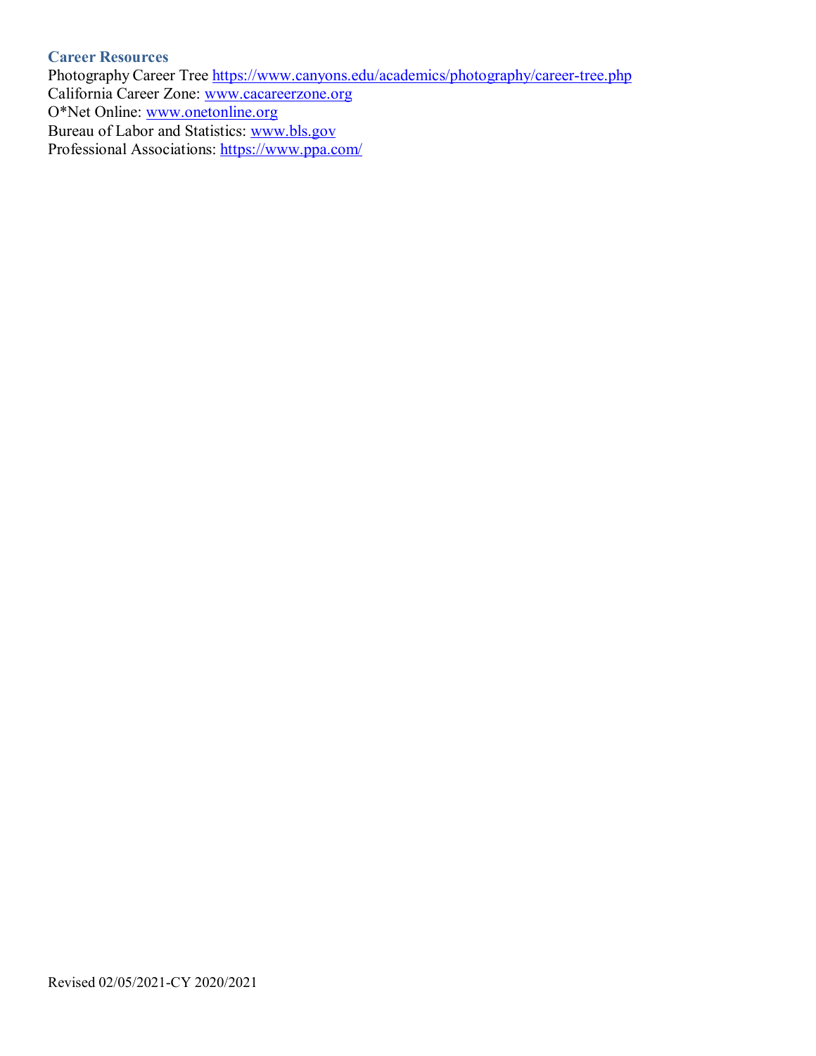### Career Resources

Photography Career Tree https://www.canyons.edu/academics/photography/career-tree.php
California Career Zone: www.cacareerzone.org
O*Net Online: www.onetonline.org
Bureau of Labor and Statistics: www.bls.gov
Professional Associations: https://www.ppa.com/

Revised 02/05/2021-CY 2020/2021